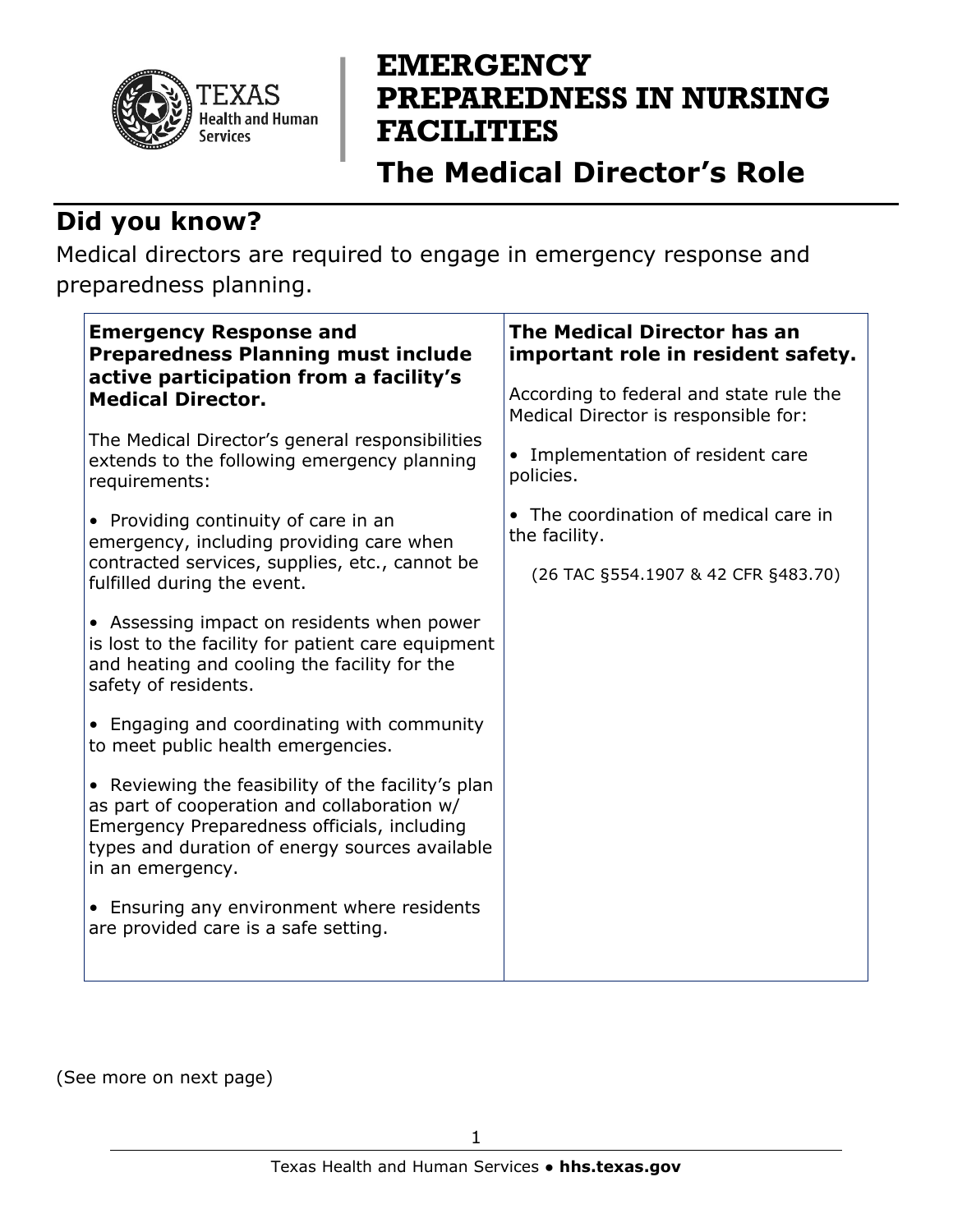# EMERGENCY PREPAREDNESS IN NURSING FACILITIES

## The Medical Director's Role

## Did you know?

Medical directors are required to engage in emergency response and preparedness planning.

**Emergency Response and Preparedness Planning must include active participation from a facility's Medical Director.**

The Medical Director's general responsibilities extends to the following emergency planning requirements:

- Providing continuity of care in an emergency, including providing care when contracted services, supplies, etc., cannot be fulfilled during the event.
- Assessing impact on residents when power is lost to the facility for patient care equipment and heating and cooling the facility for the safety of residents.
- Engaging and coordinating with community to meet public health emergencies.
- Reviewing the feasibility of the facility's plan as part of cooperation and collaboration w/ Emergency Preparedness officials, including types and duration of energy sources available in an emergency.
- Ensuring any environment where residents are provided care is a safe setting.

**The Medical Director has an important role in resident safety.**

According to federal and state rule the Medical Director is responsible for:

- Implementation of resident care policies.
- The coordination of medical care in the facility.

(26 TAC §554.1907 & 42 CFR §483.70)

(See more on next page)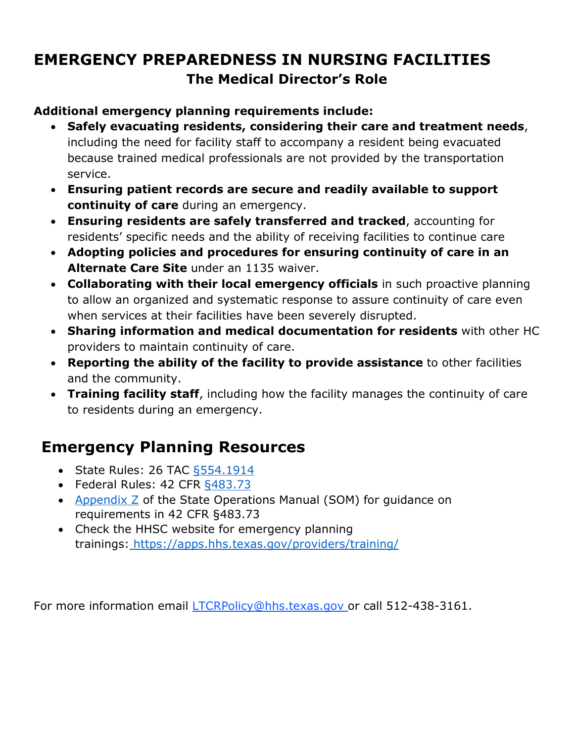# EMERGENCY PREPAREDNESS IN NURSING FACILITIES

## The Medical Director's Role

**Additional emergency planning requirements include:**

- **Safely evacuating residents, considering their care and treatment needs**, including the need for facility staff to accompany a resident being evacuated because trained medical professionals are not provided by the transportation service.
- **Ensuring patient records are secure and readily available to support continuity of care** during an emergency.
- **Ensuring residents are safely transferred and tracked**, accounting for residents' specific needs and the ability of receiving facilities to continue care
- **Adopting policies and procedures for ensuring continuity of care in an Alternate Care Site** under an 1135 waiver.
- **Collaborating with their local emergency officials** in such proactive planning to allow an organized and systematic response to assure continuity of care even when services at their facilities have been severely disrupted.
- **Sharing information and medical documentation for residents** with other HC providers to maintain continuity of care.
- **Reporting the ability of the facility to provide assistance** to other facilities and the community.
- **Training facility staff**, including how the facility manages the continuity of care to residents during an emergency.

## Emergency Planning Resources

- State Rules: 26 TAC §554.1914
- Federal Rules: 42 CFR §483.73
- Appendix Z of the State Operations Manual (SOM) for guidance on requirements in 42 CFR §483.73
- Check the HHSC website for emergency planning trainings: https://apps.hhs.texas.gov/providers/training/

For more information email LTCRPolicy@hhs.texas.gov or call 512-438-3161.